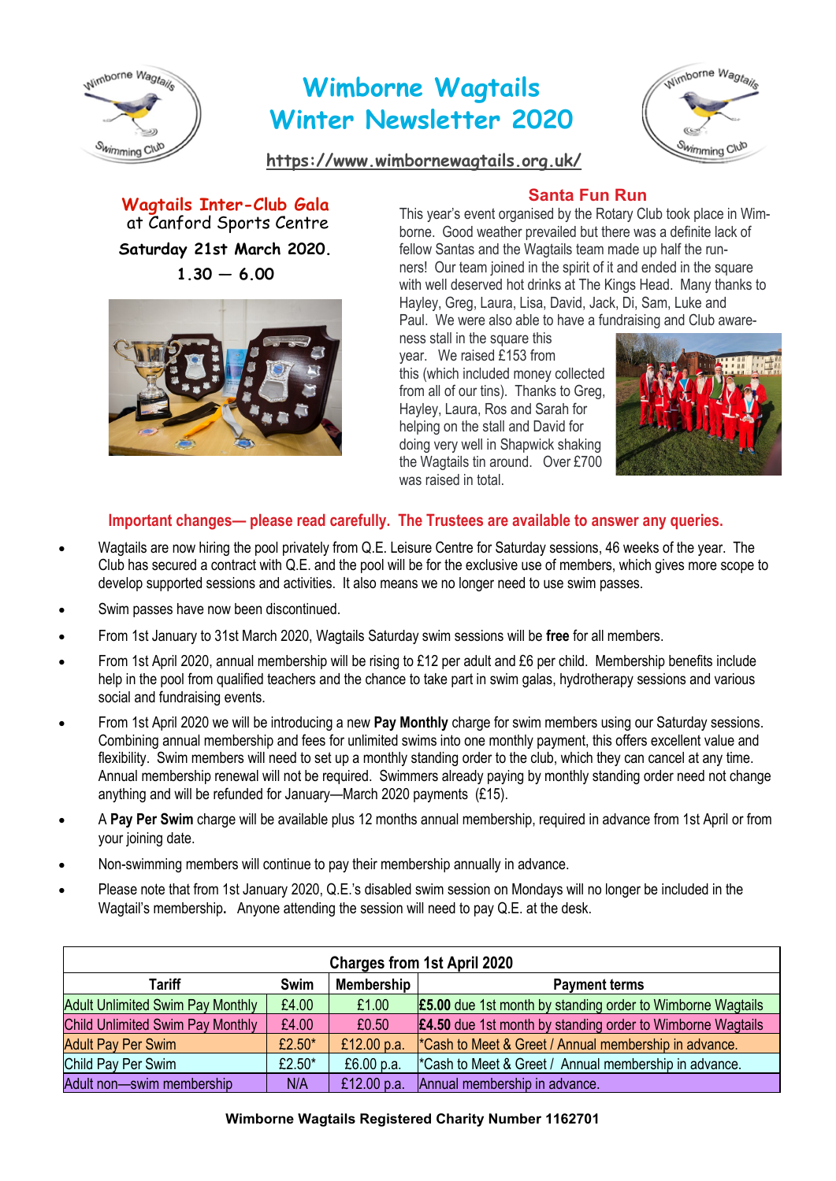# Wimborne Wagtails Winter Newsletter 2020

https://www.wimbornewagtails.org.uk/

## Wagtails Inter-Club Gala

at Canford Sports Centre

**Saturday 21st March 2020.**

**1.30 — 6.00**

## Santa Fun Run

This year's event organised by the Rotary Club took place in Wimborne. Good weather prevailed but there was a definite lack of fellow Santas and the Wagtails team made up half the runners! Our team joined in the spirit of it and ended in the square with well deserved hot drinks at The Kings Head. Many thanks to Hayley, Greg, Laura, Lisa, David, Jack, Di, Sam, Luke and Paul. We were also able to have a fundraising and Club awareness stall in the square this year. We raised £153 from this (which included money collected from all of our tins). Thanks to Greg, Hayley, Laura, Ros and Sarah for helping on the stall and David for doing very well in Shapwick shaking the Wagtails tin around. Over £700 was raised in total.

### Important changes— please read carefully. The Trustees are available to answer any queries.

- Wagtails are now hiring the pool privately from Q.E. Leisure Centre for Saturday sessions, 46 weeks of the year. The Club has secured a contract with Q.E. and the pool will be for the exclusive use of members, which gives more scope to develop supported sessions and activities. It also means we no longer need to use swim passes.
- Swim passes have now been discontinued.
- From 1st January to 31st March 2020, Wagtails Saturday swim sessions will be **free** for all members.
- From 1st April 2020, annual membership will be rising to £12 per adult and £6 per child. Membership benefits include help in the pool from qualified teachers and the chance to take part in swim galas, hydrotherapy sessions and various social and fundraising events.
- From 1st April 2020 we will be introducing a new **Pay Monthly** charge for swim members using our Saturday sessions. Combining annual membership and fees for unlimited swims into one monthly payment, this offers excellent value and flexibility. Swim members will need to set up a monthly standing order to the club, which they can cancel at any time. Annual membership renewal will not be required. Swimmers already paying by monthly standing order need not change anything and will be refunded for January—March 2020 payments (£15).
- A **Pay Per Swim** charge will be available plus 12 months annual membership, required in advance from 1st April or from your joining date.
- Non-swimming members will continue to pay their membership annually in advance.
- Please note that from 1st January 2020, Q.E.'s disabled swim session on Mondays will no longer be included in the Wagtail's membership**.** Anyone attending the session will need to pay Q.E. at the desk.

| Charges from 1st April 2020 | | | |
|---|---|---|---|
| **Tariff** | **Swim** | **Membership** | **Payment terms** |
| Adult Unlimited Swim Pay Monthly | £4.00 | £1.00 | **£5.00** due 1st month by standing order to Wimborne Wagtails |
| Child Unlimited Swim Pay Monthly | £4.00 | £0.50 | **£4.50** due 1st month by standing order to Wimborne Wagtails |
| Adult Pay Per Swim | £2.50* | £12.00 p.a. | *Cash to Meet & Greet / Annual membership in advance. |
| Child Pay Per Swim | £2.50* | £6.00 p.a. | *Cash to Meet & Greet / Annual membership in advance. |
| Adult non—swim membership | N/A | £12.00 p.a. | Annual membership in advance. |

**Wimborne Wagtails Registered Charity Number 1162701**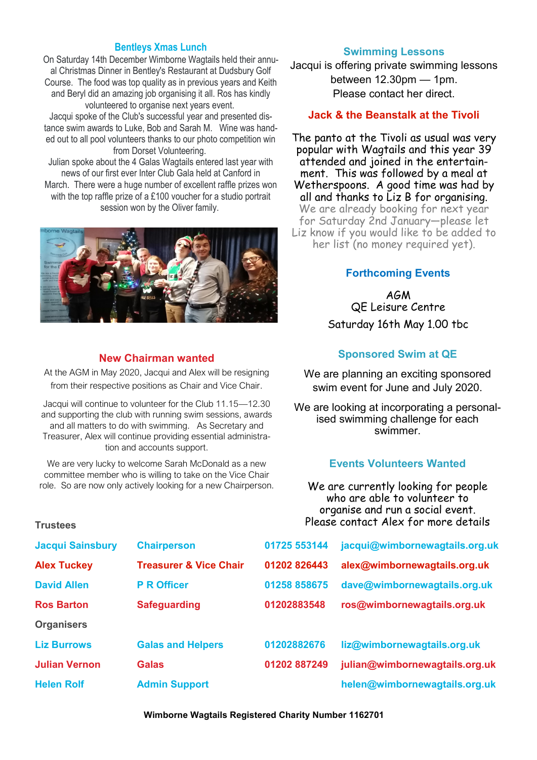## Bentleys Xmas Lunch

On Saturday 14th December Wimborne Wagtails held their annual Christmas Dinner in Bentley's Restaurant at Dudsbury Golf Course. The food was top quality as in previous years and Keith and Beryl did an amazing job organising it all. Ros has kindly volunteered to organise next years event.

Jacqui spoke of the Club's successful year and presented distance swim awards to Luke, Bob and Sarah M. Wine was handed out to all pool volunteers thanks to our photo competition win from Dorset Volunteering.

Julian spoke about the 4 Galas Wagtails entered last year with news of our first ever Inter Club Gala held at Canford in March. There were a huge number of excellent raffle prizes won with the top raffle prize of a £100 voucher for a studio portrait session won by the Oliver family.

## New Chairman wanted

At the AGM in May 2020, Jacqui and Alex will be resigning from their respective positions as Chair and Vice Chair.

Jacqui will continue to volunteer for the Club 11.15—12.30 and supporting the club with running swim sessions, awards and all matters to do with swimming. As Secretary and Treasurer, Alex will continue providing essential administration and accounts support.

We are very lucky to welcome Sarah McDonald as a new committee member who is willing to take on the Vice Chair role. So are now only actively looking for a new Chairperson.

## Swimming Lessons

Jacqui is offering private swimming lessons between 12.30pm — 1pm.
Please contact her direct.

## Jack & the Beanstalk at the Tivoli

The panto at the Tivoli as usual was very popular with Wagtails and this year 39 attended and joined in the entertainment. This was followed by a meal at Wetherspoons. A good time was had by all and thanks to Liz B for organising.
We are already booking for next year for Saturday 2nd January—please let Liz know if you would like to be added to her list (no money required yet).

## Forthcoming Events

AGM
QE Leisure Centre
Saturday 16th May 1.00 tbc

## Sponsored Swim at QE

We are planning an exciting sponsored swim event for June and July 2020.

We are looking at incorporating a personalised swimming challenge for each swimmer.

## Events Volunteers Wanted

We are currently looking for people who are able to volunteer to organise and run a social event.
Please contact Alex for more details

**Trustees**

| | | | |
|---|---|---|---|
| **Jacqui Sainsbury** | **Chairperson** | **01725 553144** | **jacqui@wimbornewagtails.org.uk** |
| **Alex Tuckey** | **Treasurer & Vice Chair** | **01202 826443** | **alex@wimbornewagtails.org.uk** |
| **David Allen** | **P R Officer** | **01258 858675** | **dave@wimbornewagtails.org.uk** |
| **Ros Barton** | **Safeguarding** | **01202883548** | **ros@wimbornewagtails.org.uk** |

**Organisers**

| | | | |
|---|---|---|---|
| **Liz Burrows** | **Galas and Helpers** | **01202882676** | **liz@wimbornewagtails.org.uk** |
| **Julian Vernon** | **Galas** | **01202 887249** | **julian@wimbornewagtails.org.uk** |
| **Helen Rolf** | **Admin Support** | | **helen@wimbornewagtails.org.uk** |

**Wimborne Wagtails Registered Charity Number 1162701**